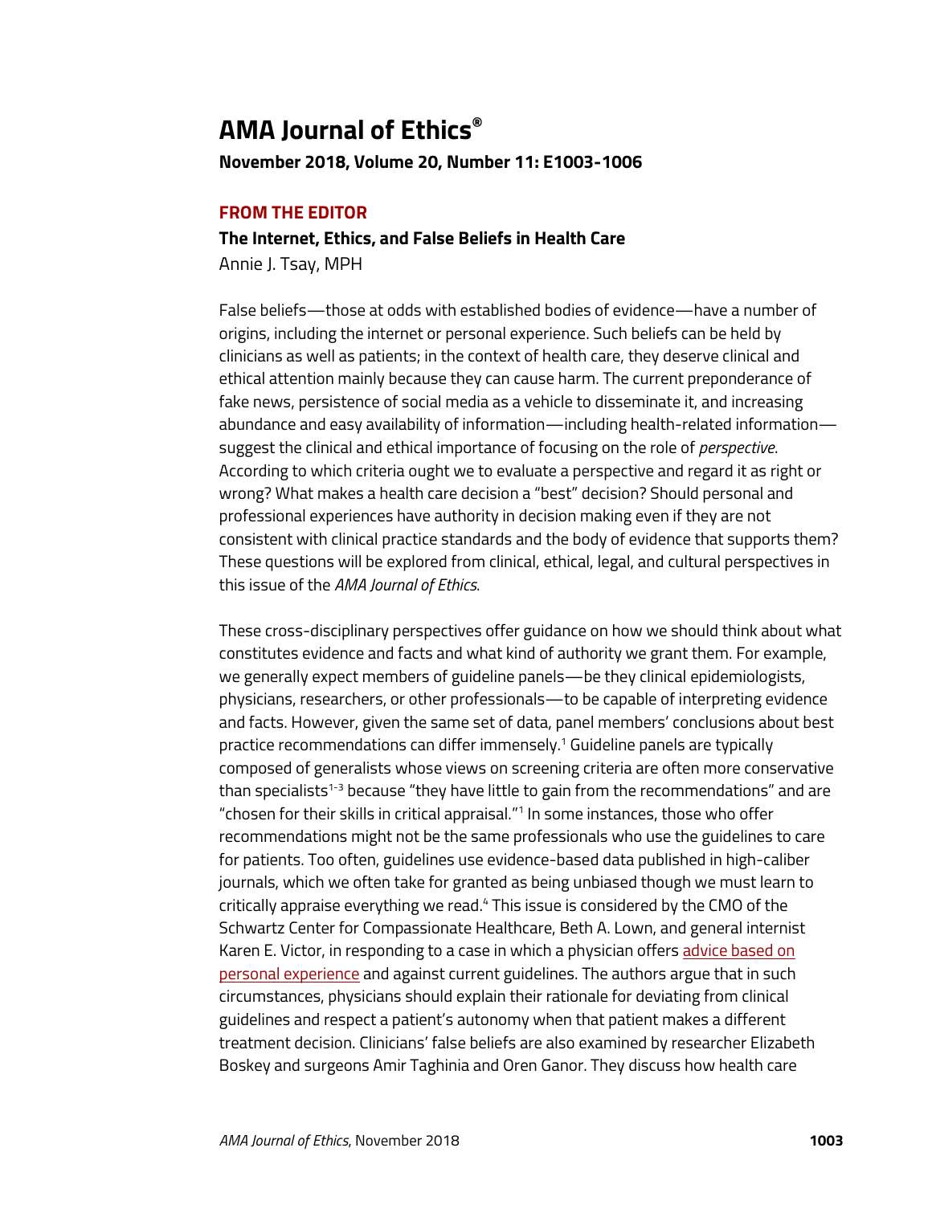# AMA Journal of Ethics®

**November 2018, Volume 20, Number 11: E1003-1006**

## FROM THE EDITOR

### The Internet, Ethics, and False Beliefs in Health Care

Annie J. Tsay, MPH

False beliefs—those at odds with established bodies of evidence—have a number of origins, including the internet or personal experience. Such beliefs can be held by clinicians as well as patients; in the context of health care, they deserve clinical and ethical attention mainly because they can cause harm. The current preponderance of fake news, persistence of social media as a vehicle to disseminate it, and increasing abundance and easy availability of information—including health-related information—suggest the clinical and ethical importance of focusing on the role of *perspective*. According to which criteria ought we to evaluate a perspective and regard it as right or wrong? What makes a health care decision a "best" decision? Should personal and professional experiences have authority in decision making even if they are not consistent with clinical practice standards and the body of evidence that supports them? These questions will be explored from clinical, ethical, legal, and cultural perspectives in this issue of the *AMA Journal of Ethics*.

These cross-disciplinary perspectives offer guidance on how we should think about what constitutes evidence and facts and what kind of authority we grant them. For example, we generally expect members of guideline panels—be they clinical epidemiologists, physicians, researchers, or other professionals—to be capable of interpreting evidence and facts. However, given the same set of data, panel members' conclusions about best practice recommendations can differ immensely.[1] Guideline panels are typically composed of generalists whose views on screening criteria are often more conservative than specialists[1-3] because "they have little to gain from the recommendations" and are "chosen for their skills in critical appraisal."[1] In some instances, those who offer recommendations might not be the same professionals who use the guidelines to care for patients. Too often, guidelines use evidence-based data published in high-caliber journals, which we often take for granted as being unbiased though we must learn to critically appraise everything we read.[4] This issue is considered by the CMO of the Schwartz Center for Compassionate Healthcare, Beth A. Lown, and general internist Karen E. Victor, in responding to a case in which a physician offers advice based on personal experience and against current guidelines. The authors argue that in such circumstances, physicians should explain their rationale for deviating from clinical guidelines and respect a patient's autonomy when that patient makes a different treatment decision. Clinicians' false beliefs are also examined by researcher Elizabeth Boskey and surgeons Amir Taghinia and Oren Ganor. They discuss how health care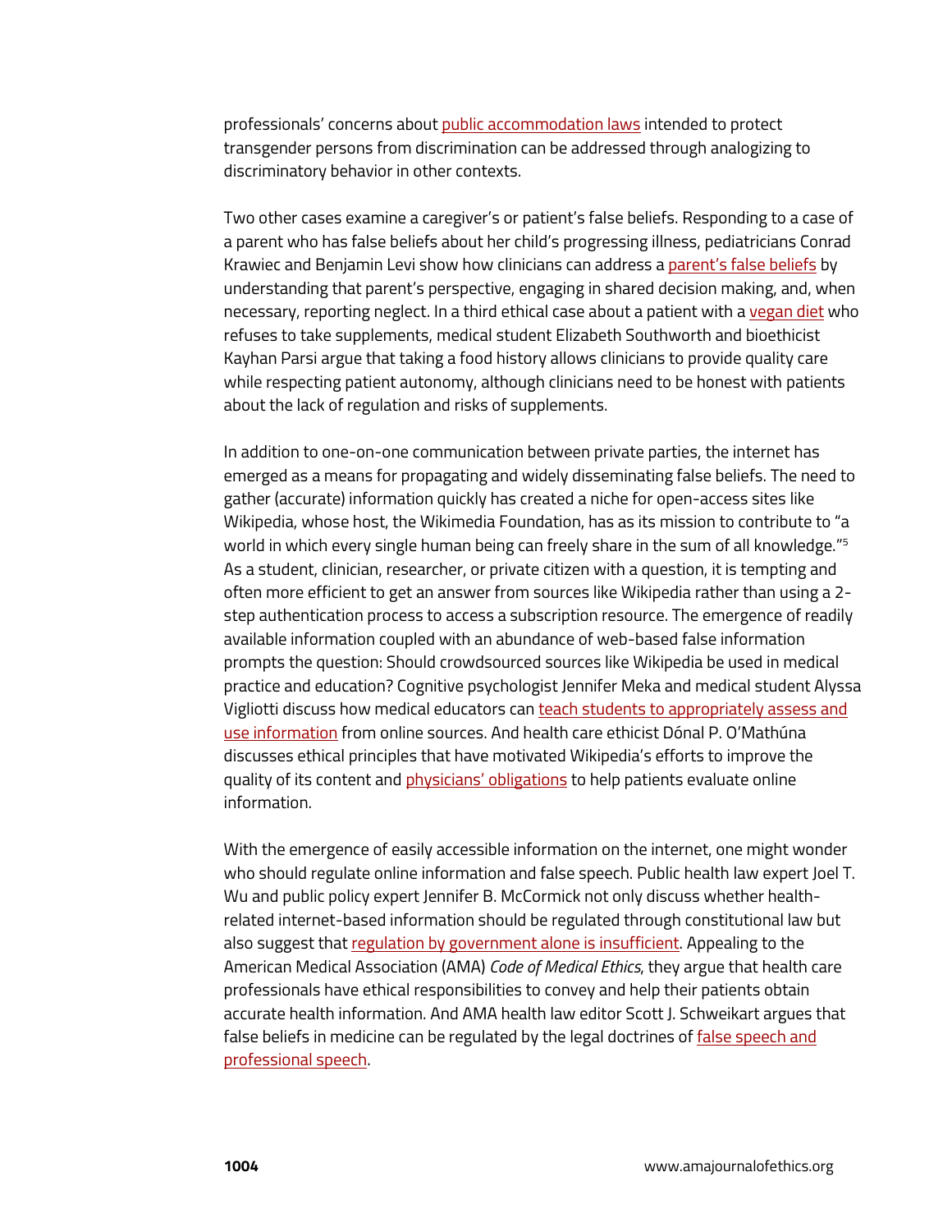professionals' concerns about public accommodation laws intended to protect transgender persons from discrimination can be addressed through analogizing to discriminatory behavior in other contexts.

Two other cases examine a caregiver's or patient's false beliefs. Responding to a case of a parent who has false beliefs about her child's progressing illness, pediatricians Conrad Krawiec and Benjamin Levi show how clinicians can address a parent's false beliefs by understanding that parent's perspective, engaging in shared decision making, and, when necessary, reporting neglect. In a third ethical case about a patient with a vegan diet who refuses to take supplements, medical student Elizabeth Southworth and bioethicist Kayhan Parsi argue that taking a food history allows clinicians to provide quality care while respecting patient autonomy, although clinicians need to be honest with patients about the lack of regulation and risks of supplements.

In addition to one-on-one communication between private parties, the internet has emerged as a means for propagating and widely disseminating false beliefs. The need to gather (accurate) information quickly has created a niche for open-access sites like Wikipedia, whose host, the Wikimedia Foundation, has as its mission to contribute to "a world in which every single human being can freely share in the sum of all knowledge."[5] As a student, clinician, researcher, or private citizen with a question, it is tempting and often more efficient to get an answer from sources like Wikipedia rather than using a 2-step authentication process to access a subscription resource. The emergence of readily available information coupled with an abundance of web-based false information prompts the question: Should crowdsourced sources like Wikipedia be used in medical practice and education? Cognitive psychologist Jennifer Meka and medical student Alyssa Vigliotti discuss how medical educators can teach students to appropriately assess and use information from online sources. And health care ethicist Dónal P. O'Mathúna discusses ethical principles that have motivated Wikipedia's efforts to improve the quality of its content and physicians' obligations to help patients evaluate online information.

With the emergence of easily accessible information on the internet, one might wonder who should regulate online information and false speech. Public health law expert Joel T. Wu and public policy expert Jennifer B. McCormick not only discuss whether health-related internet-based information should be regulated through constitutional law but also suggest that regulation by government alone is insufficient. Appealing to the American Medical Association (AMA) *Code of Medical Ethics*, they argue that health care professionals have ethical responsibilities to convey and help their patients obtain accurate health information. And AMA health law editor Scott J. Schweikart argues that false beliefs in medicine can be regulated by the legal doctrines of false speech and professional speech.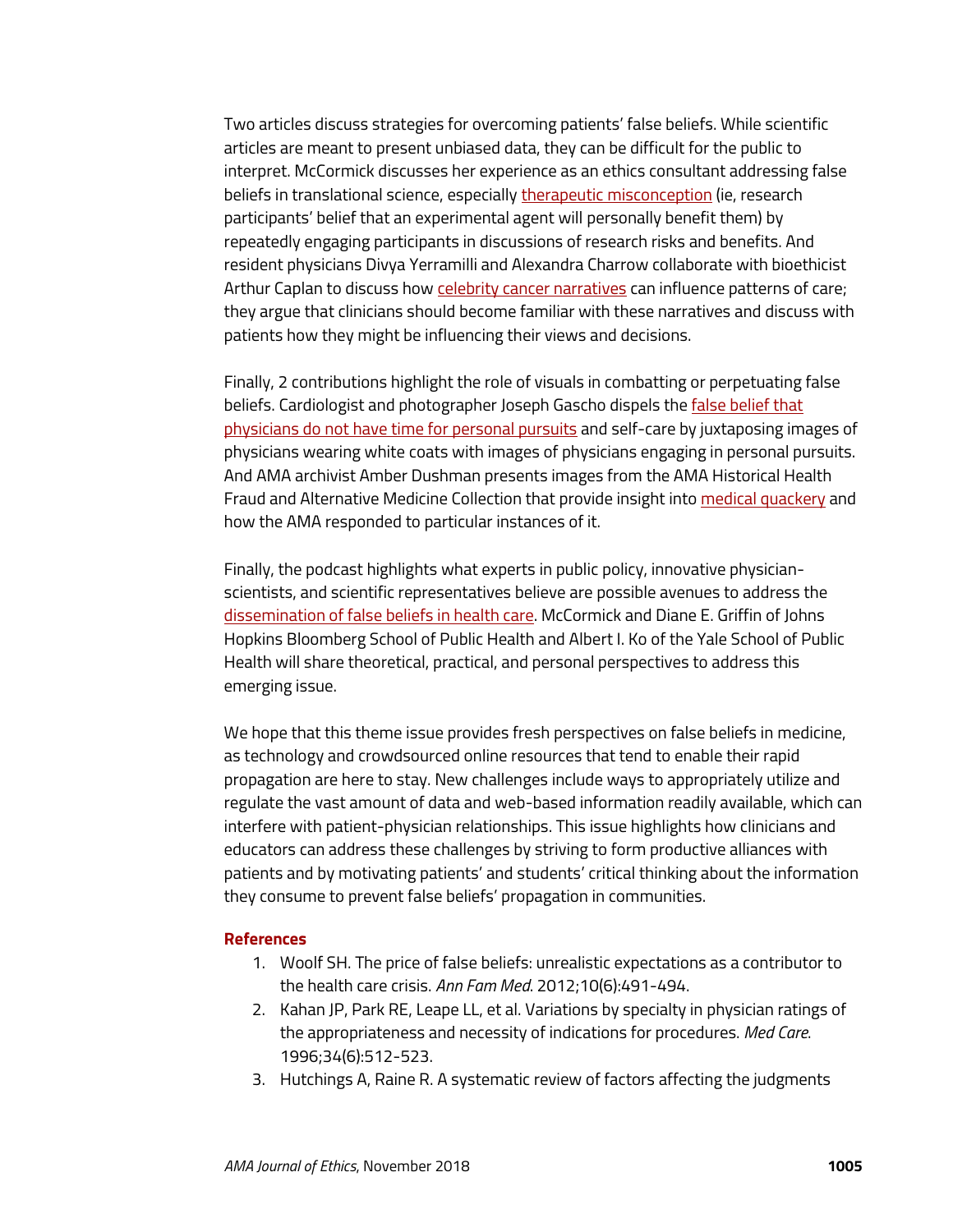Two articles discuss strategies for overcoming patients' false beliefs. While scientific articles are meant to present unbiased data, they can be difficult for the public to interpret. McCormick discusses her experience as an ethics consultant addressing false beliefs in translational science, especially therapeutic misconception (ie, research participants' belief that an experimental agent will personally benefit them) by repeatedly engaging participants in discussions of research risks and benefits. And resident physicians Divya Yerramilli and Alexandra Charrow collaborate with bioethicist Arthur Caplan to discuss how celebrity cancer narratives can influence patterns of care; they argue that clinicians should become familiar with these narratives and discuss with patients how they might be influencing their views and decisions.

Finally, 2 contributions highlight the role of visuals in combatting or perpetuating false beliefs. Cardiologist and photographer Joseph Gascho dispels the false belief that physicians do not have time for personal pursuits and self-care by juxtaposing images of physicians wearing white coats with images of physicians engaging in personal pursuits. And AMA archivist Amber Dushman presents images from the AMA Historical Health Fraud and Alternative Medicine Collection that provide insight into medical quackery and how the AMA responded to particular instances of it.

Finally, the podcast highlights what experts in public policy, innovative physician-scientists, and scientific representatives believe are possible avenues to address the dissemination of false beliefs in health care. McCormick and Diane E. Griffin of Johns Hopkins Bloomberg School of Public Health and Albert I. Ko of the Yale School of Public Health will share theoretical, practical, and personal perspectives to address this emerging issue.

We hope that this theme issue provides fresh perspectives on false beliefs in medicine, as technology and crowdsourced online resources that tend to enable their rapid propagation are here to stay. New challenges include ways to appropriately utilize and regulate the vast amount of data and web-based information readily available, which can interfere with patient-physician relationships. This issue highlights how clinicians and educators can address these challenges by striving to form productive alliances with patients and by motivating patients' and students' critical thinking about the information they consume to prevent false beliefs' propagation in communities.

## References

1. Woolf SH. The price of false beliefs: unrealistic expectations as a contributor to the health care crisis. *Ann Fam Med*. 2012;10(6):491-494.
2. Kahan JP, Park RE, Leape LL, et al. Variations by specialty in physician ratings of the appropriateness and necessity of indications for procedures. *Med Care*. 1996;34(6):512-523.
3. Hutchings A, Raine R. A systematic review of factors affecting the judgments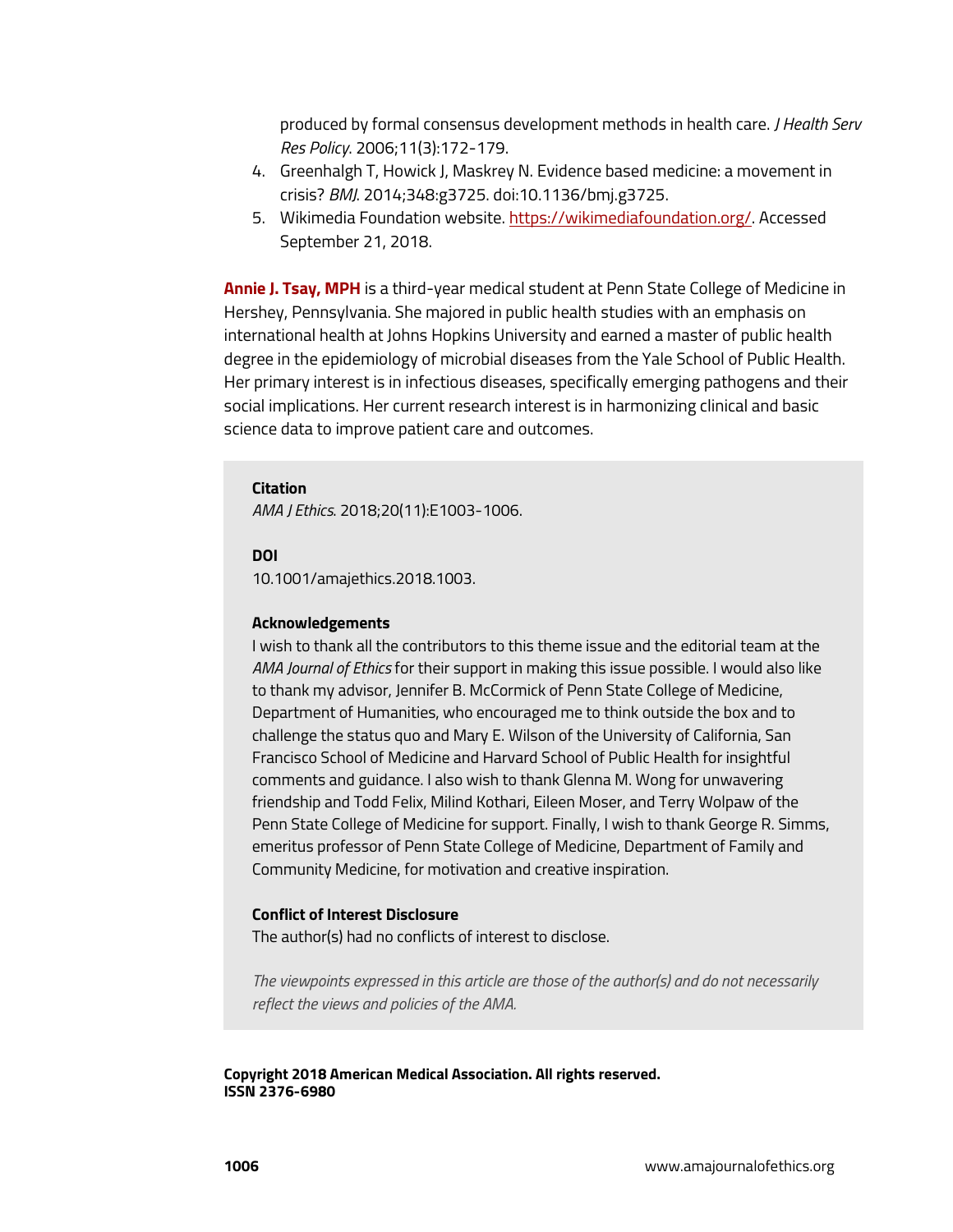produced by formal consensus development methods in health care. *J Health Serv Res Policy*. 2006;11(3):172-179.

4. Greenhalgh T, Howick J, Maskrey N. Evidence based medicine: a movement in crisis? *BMJ*. 2014;348:g3725. doi:10.1136/bmj.g3725.
5. Wikimedia Foundation website. https://wikimediafoundation.org/. Accessed September 21, 2018.

**Annie J. Tsay, MPH** is a third-year medical student at Penn State College of Medicine in Hershey, Pennsylvania. She majored in public health studies with an emphasis on international health at Johns Hopkins University and earned a master of public health degree in the epidemiology of microbial diseases from the Yale School of Public Health. Her primary interest is in infectious diseases, specifically emerging pathogens and their social implications. Her current research interest is in harmonizing clinical and basic science data to improve patient care and outcomes.

**Citation**
*AMA J Ethics*. 2018;20(11):E1003-1006.

**DOI**
10.1001/amajethics.2018.1003.

**Acknowledgements**
I wish to thank all the contributors to this theme issue and the editorial team at the *AMA Journal of Ethics* for their support in making this issue possible. I would also like to thank my advisor, Jennifer B. McCormick of Penn State College of Medicine, Department of Humanities, who encouraged me to think outside the box and to challenge the status quo and Mary E. Wilson of the University of California, San Francisco School of Medicine and Harvard School of Public Health for insightful comments and guidance. I also wish to thank Glenna M. Wong for unwavering friendship and Todd Felix, Milind Kothari, Eileen Moser, and Terry Wolpaw of the Penn State College of Medicine for support. Finally, I wish to thank George R. Simms, emeritus professor of Penn State College of Medicine, Department of Family and Community Medicine, for motivation and creative inspiration.

**Conflict of Interest Disclosure**
The author(s) had no conflicts of interest to disclose.

*The viewpoints expressed in this article are those of the author(s) and do not necessarily reflect the views and policies of the AMA.*

**Copyright 2018 American Medical Association. All rights reserved.**
**ISSN 2376-6980**